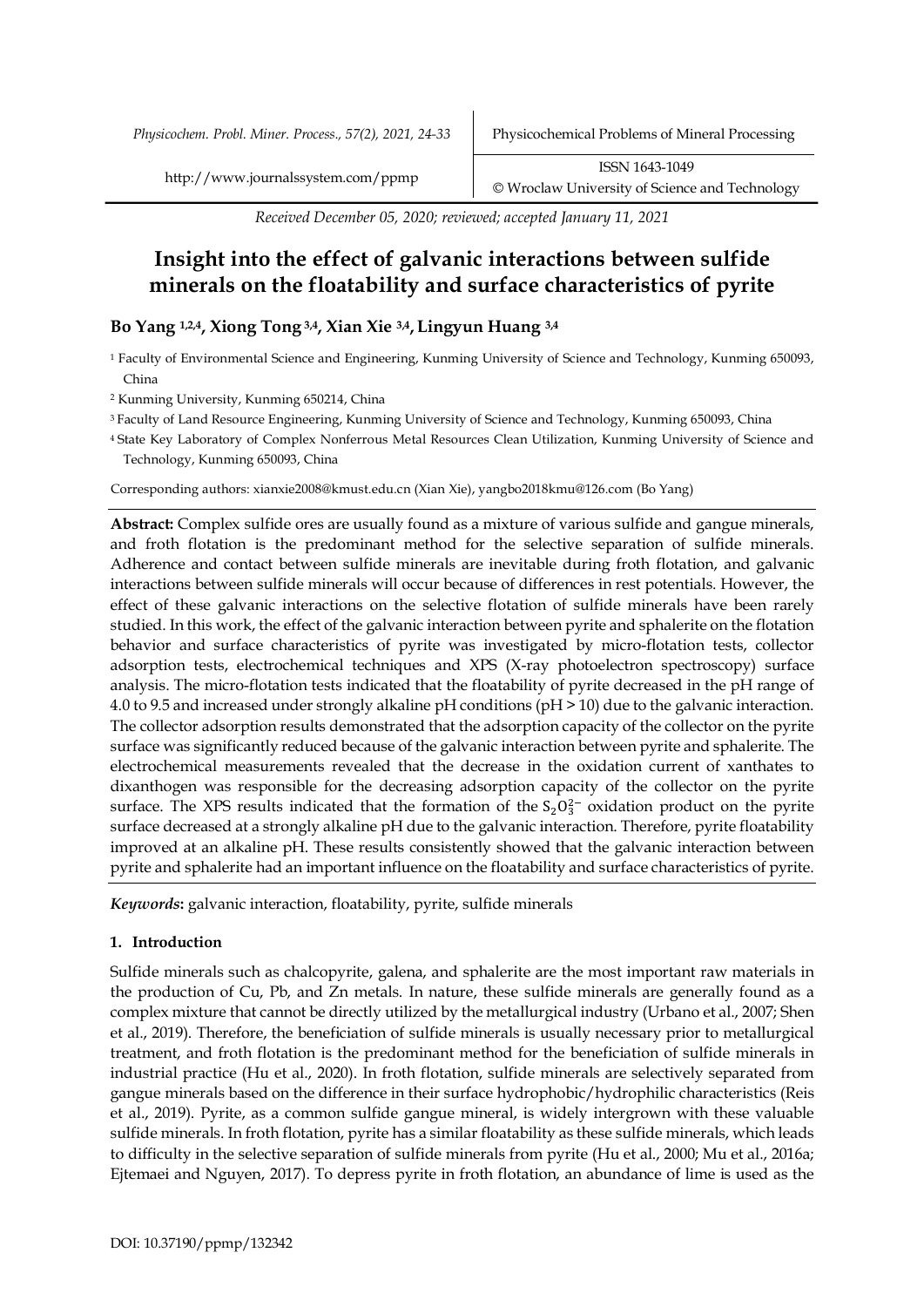Received December 05, 2020; reviewed; accepted January 11, 2021

# Insight into the effect of galvanic interactions between sulfide minerals on the floatability and surface characteristics of pyrite

**Bo Yang [1,2,4], Xiong Tong [3,4], Xian Xie [3,4], Lingyun Huang [3,4]**

[1] Faculty of Environmental Science and Engineering, Kunming University of Science and Technology, Kunming 650093, China

[2] Kunming University, Kunming 650214, China

[3] Faculty of Land Resource Engineering, Kunming University of Science and Technology, Kunming 650093, China

[4] State Key Laboratory of Complex Nonferrous Metal Resources Clean Utilization, Kunming University of Science and Technology, Kunming 650093, China

Corresponding authors: xianxie2008@kmust.edu.cn (Xian Xie), yangbo2018kmu@126.com (Bo Yang)

**Abstract:** Complex sulfide ores are usually found as a mixture of various sulfide and gangue minerals, and froth flotation is the predominant method for the selective separation of sulfide minerals. Adherence and contact between sulfide minerals are inevitable during froth flotation, and galvanic interactions between sulfide minerals will occur because of differences in rest potentials. However, the effect of these galvanic interactions on the selective flotation of sulfide minerals have been rarely studied. In this work, the effect of the galvanic interaction between pyrite and sphalerite on the flotation behavior and surface characteristics of pyrite was investigated by micro-flotation tests, collector adsorption tests, electrochemical techniques and XPS (X-ray photoelectron spectroscopy) surface analysis. The micro-flotation tests indicated that the floatability of pyrite decreased in the pH range of 4.0 to 9.5 and increased under strongly alkaline pH conditions (pH > 10) due to the galvanic interaction. The collector adsorption results demonstrated that the adsorption capacity of the collector on the pyrite surface was significantly reduced because of the galvanic interaction between pyrite and sphalerite. The electrochemical measurements revealed that the decrease in the oxidation current of xanthates to dixanthogen was responsible for the decreasing adsorption capacity of the collector on the pyrite surface. The XPS results indicated that the formation of the $S_2O_3^{2-}$ oxidation product on the pyrite surface decreased at a strongly alkaline pH due to the galvanic interaction. Therefore, pyrite floatability improved at an alkaline pH. These results consistently showed that the galvanic interaction between pyrite and sphalerite had an important influence on the floatability and surface characteristics of pyrite.

***Keywords*:** galvanic interaction, floatability, pyrite, sulfide minerals

## 1. Introduction

Sulfide minerals such as chalcopyrite, galena, and sphalerite are the most important raw materials in the production of Cu, Pb, and Zn metals. In nature, these sulfide minerals are generally found as a complex mixture that cannot be directly utilized by the metallurgical industry (Urbano et al., 2007; Shen et al., 2019). Therefore, the beneficiation of sulfide minerals is usually necessary prior to metallurgical treatment, and froth flotation is the predominant method for the beneficiation of sulfide minerals in industrial practice (Hu et al., 2020). In froth flotation, sulfide minerals are selectively separated from gangue minerals based on the difference in their surface hydrophobic/hydrophilic characteristics (Reis et al., 2019). Pyrite, as a common sulfide gangue mineral, is widely intergrown with these valuable sulfide minerals. In froth flotation, pyrite has a similar floatability as these sulfide minerals, which leads to difficulty in the selective separation of sulfide minerals from pyrite (Hu et al., 2000; Mu et al., 2016a; Ejtemaei and Nguyen, 2017). To depress pyrite in froth flotation, an abundance of lime is used as the

DOI: 10.37190/ppmp/132342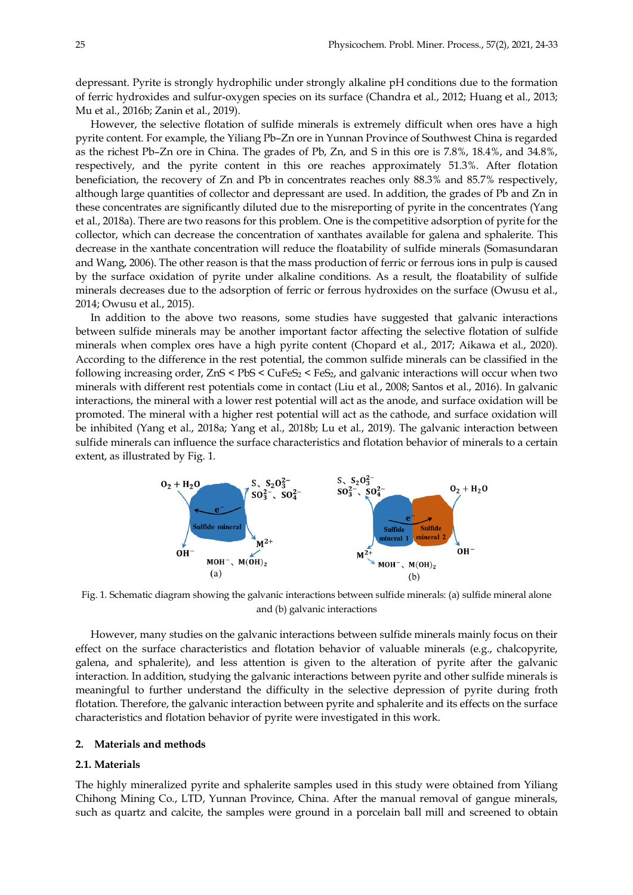depressant. Pyrite is strongly hydrophilic under strongly alkaline pH conditions due to the formation of ferric hydroxides and sulfur-oxygen species on its surface (Chandra et al., 2012; Huang et al., 2013; Mu et al., 2016b; Zanin et al., 2019).

However, the selective flotation of sulfide minerals is extremely difficult when ores have a high pyrite content. For example, the Yiliang Pb–Zn ore in Yunnan Province of Southwest China is regarded as the richest Pb–Zn ore in China. The grades of Pb, Zn, and S in this ore is 7.8%, 18.4%, and 34.8%, respectively, and the pyrite content in this ore reaches approximately 51.3%. After flotation beneficiation, the recovery of Zn and Pb in concentrates reaches only 88.3% and 85.7% respectively, although large quantities of collector and depressant are used. In addition, the grades of Pb and Zn in these concentrates are significantly diluted due to the misreporting of pyrite in the concentrates (Yang et al., 2018a). There are two reasons for this problem. One is the competitive adsorption of pyrite for the collector, which can decrease the concentration of xanthates available for galena and sphalerite. This decrease in the xanthate concentration will reduce the floatability of sulfide minerals (Somasundaran and Wang, 2006). The other reason is that the mass production of ferric or ferrous ions in pulp is caused by the surface oxidation of pyrite under alkaline conditions. As a result, the floatability of sulfide minerals decreases due to the adsorption of ferric or ferrous hydroxides on the surface (Owusu et al., 2014; Owusu et al., 2015).

In addition to the above two reasons, some studies have suggested that galvanic interactions between sulfide minerals may be another important factor affecting the selective flotation of sulfide minerals when complex ores have a high pyrite content (Chopard et al., 2017; Aikawa et al., 2020). According to the difference in the rest potential, the common sulfide minerals can be classified in the following increasing order, ZnS < PbS < $CuFeS_2$ < $FeS_2$, and galvanic interactions will occur when two minerals with different rest potentials come in contact (Liu et al., 2008; Santos et al., 2016). In galvanic interactions, the mineral with a lower rest potential will act as the anode, and surface oxidation will be promoted. The mineral with a higher rest potential will act as the cathode, and surface oxidation will be inhibited (Yang et al., 2018a; Yang et al., 2018b; Lu et al., 2019). The galvanic interaction between sulfide minerals can influence the surface characteristics and flotation behavior of minerals to a certain extent, as illustrated by Fig. 1.

Fig. 1. Schematic diagram showing the galvanic interactions between sulfide minerals: (a) sulfide mineral alone and (b) galvanic interactions

However, many studies on the galvanic interactions between sulfide minerals mainly focus on their effect on the surface characteristics and flotation behavior of valuable minerals (e.g., chalcopyrite, galena, and sphalerite), and less attention is given to the alteration of pyrite after the galvanic interaction. In addition, studying the galvanic interactions between pyrite and other sulfide minerals is meaningful to further understand the difficulty in the selective depression of pyrite during froth flotation. Therefore, the galvanic interaction between pyrite and sphalerite and its effects on the surface characteristics and flotation behavior of pyrite were investigated in this work.

## 2. Materials and methods

### 2.1. Materials

The highly mineralized pyrite and sphalerite samples used in this study were obtained from Yiliang Chihong Mining Co., LTD, Yunnan Province, China. After the manual removal of gangue minerals, such as quartz and calcite, the samples were ground in a porcelain ball mill and screened to obtain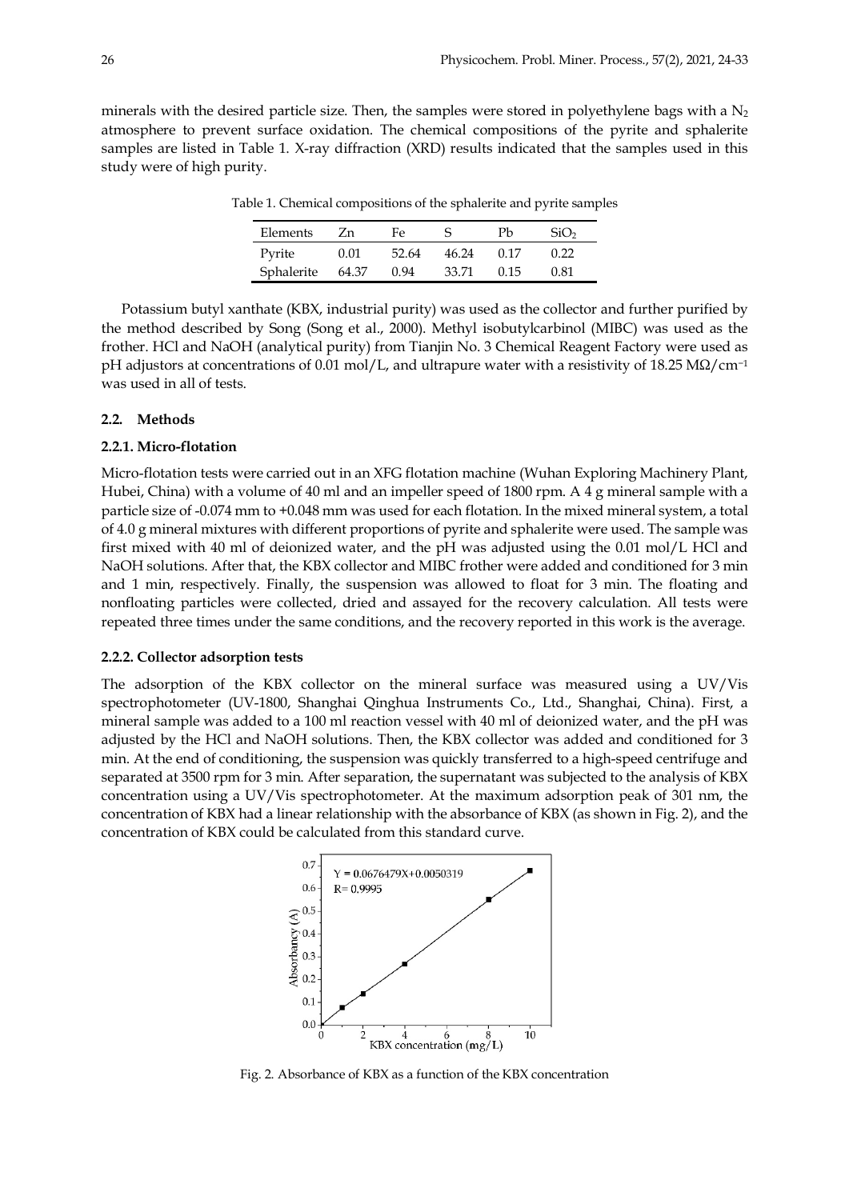minerals with the desired particle size. Then, the samples were stored in polyethylene bags with a $N_2$ atmosphere to prevent surface oxidation. The chemical compositions of the pyrite and sphalerite samples are listed in Table 1. X-ray diffraction (XRD) results indicated that the samples used in this study were of high purity.

Table 1. Chemical compositions of the sphalerite and pyrite samples

| Elements | Zn | Fe | S | Pb | $SiO_2$ |
| --- | --- | --- | --- | --- | --- |
| Pyrite | 0.01 | 52.64 | 46.24 | 0.17 | 0.22 |
| Sphalerite | 64.37 | 0.94 | 33.71 | 0.15 | 0.81 |

Potassium butyl xanthate (KBX, industrial purity) was used as the collector and further purified by the method described by Song (Song et al., 2000). Methyl isobutylcarbinol (MIBC) was used as the frother. HCl and NaOH (analytical purity) from Tianjin No. 3 Chemical Reagent Factory were used as pH adjustors at concentrations of 0.01 mol/L, and ultrapure water with a resistivity of 18.25 $M\Omega/cm^{-1}$ was used in all of tests.

### 2.2. Methods

#### 2.2.1. Micro-flotation

Micro-flotation tests were carried out in an XFG flotation machine (Wuhan Exploring Machinery Plant, Hubei, China) with a volume of 40 ml and an impeller speed of 1800 rpm. A 4 g mineral sample with a particle size of -0.074 mm to +0.048 mm was used for each flotation. In the mixed mineral system, a total of 4.0 g mineral mixtures with different proportions of pyrite and sphalerite were used. The sample was first mixed with 40 ml of deionized water, and the pH was adjusted using the 0.01 mol/L HCl and NaOH solutions. After that, the KBX collector and MIBC frother were added and conditioned for 3 min and 1 min, respectively. Finally, the suspension was allowed to float for 3 min. The floating and nonfloating particles were collected, dried and assayed for the recovery calculation. All tests were repeated three times under the same conditions, and the recovery reported in this work is the average.

#### 2.2.2. Collector adsorption tests

The adsorption of the KBX collector on the mineral surface was measured using a UV/Vis spectrophotometer (UV-1800, Shanghai Qinghua Instruments Co., Ltd., Shanghai, China). First, a mineral sample was added to a 100 ml reaction vessel with 40 ml of deionized water, and the pH was adjusted by the HCl and NaOH solutions. Then, the KBX collector was added and conditioned for 3 min. At the end of conditioning, the suspension was quickly transferred to a high-speed centrifuge and separated at 3500 rpm for 3 min. After separation, the supernatant was subjected to the analysis of KBX concentration using a UV/Vis spectrophotometer. At the maximum adsorption peak of 301 nm, the concentration of KBX had a linear relationship with the absorbance of KBX (as shown in Fig. 2), and the concentration of KBX could be calculated from this standard curve.

Fig. 2. Absorbance of KBX as a function of the KBX concentration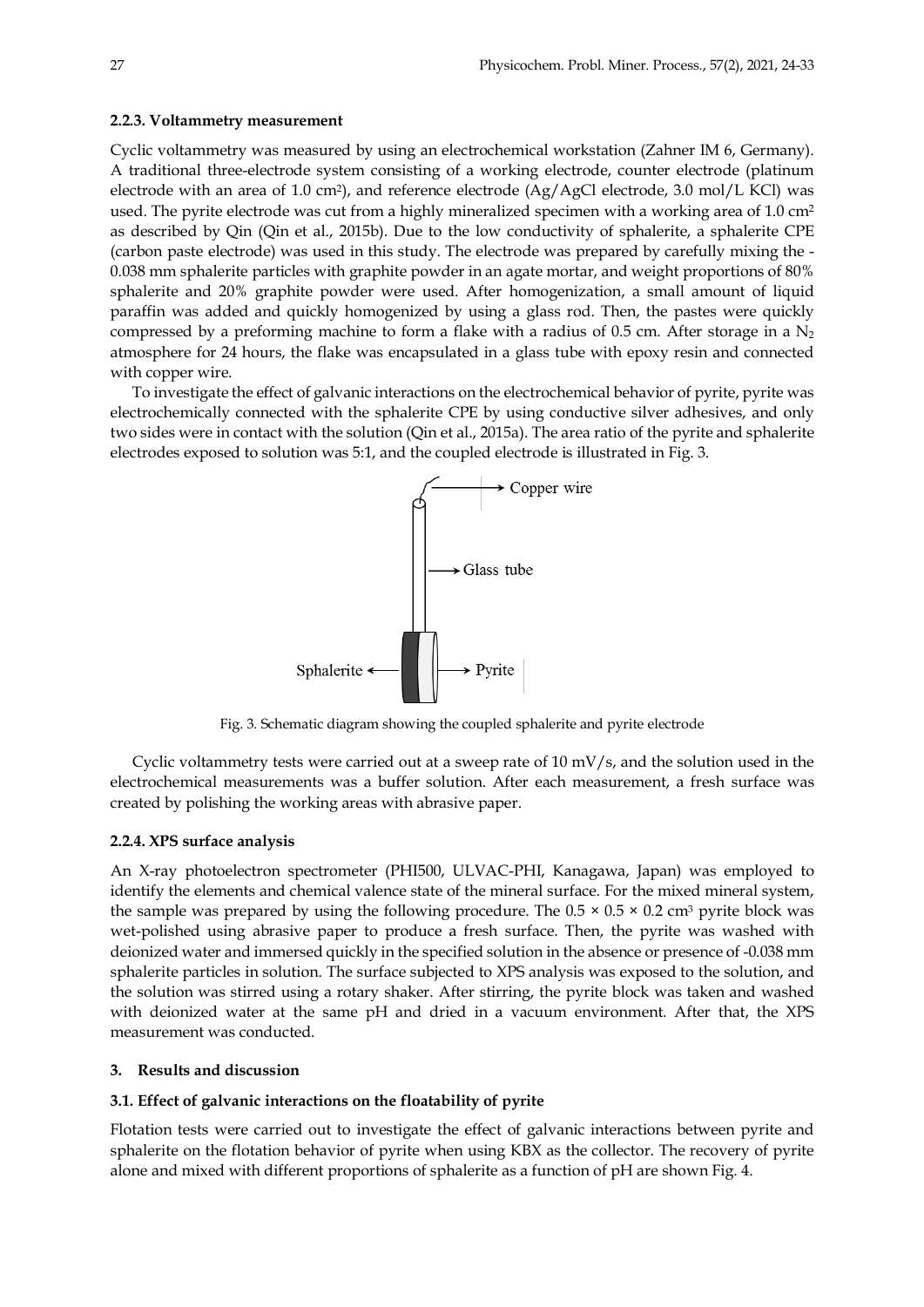#### 2.2.3. Voltammetry measurement

Cyclic voltammetry was measured by using an electrochemical workstation (Zahner IM 6, Germany). A traditional three-electrode system consisting of a working electrode, counter electrode (platinum electrode with an area of 1.0 $cm^2$), and reference electrode (Ag/AgCl electrode, 3.0 mol/L KCl) was used. The pyrite electrode was cut from a highly mineralized specimen with a working area of 1.0 $cm^2$ as described by Qin (Qin et al., 2015b). Due to the low conductivity of sphalerite, a sphalerite CPE (carbon paste electrode) was used in this study. The electrode was prepared by carefully mixing the -0.038 mm sphalerite particles with graphite powder in an agate mortar, and weight proportions of 80% sphalerite and 20% graphite powder were used. After homogenization, a small amount of liquid paraffin was added and quickly homogenized by using a glass rod. Then, the pastes were quickly compressed by a preforming machine to form a flake with a radius of 0.5 cm. After storage in a $N_2$ atmosphere for 24 hours, the flake was encapsulated in a glass tube with epoxy resin and connected with copper wire.

To investigate the effect of galvanic interactions on the electrochemical behavior of pyrite, pyrite was electrochemically connected with the sphalerite CPE by using conductive silver adhesives, and only two sides were in contact with the solution (Qin et al., 2015a). The area ratio of the pyrite and sphalerite electrodes exposed to solution was 5:1, and the coupled electrode is illustrated in Fig. 3.

Fig. 3. Schematic diagram showing the coupled sphalerite and pyrite electrode

Cyclic voltammetry tests were carried out at a sweep rate of 10 mV/s, and the solution used in the electrochemical measurements was a buffer solution. After each measurement, a fresh surface was created by polishing the working areas with abrasive paper.

#### 2.2.4. XPS surface analysis

An X-ray photoelectron spectrometer (PHI500, ULVAC-PHI, Kanagawa, Japan) was employed to identify the elements and chemical valence state of the mineral surface. For the mixed mineral system, the sample was prepared by using the following procedure. The $0.5 \times 0.5 \times 0.2$ $cm^3$ pyrite block was wet-polished using abrasive paper to produce a fresh surface. Then, the pyrite was washed with deionized water and immersed quickly in the specified solution in the absence or presence of -0.038 mm sphalerite particles in solution. The surface subjected to XPS analysis was exposed to the solution, and the solution was stirred using a rotary shaker. After stirring, the pyrite block was taken and washed with deionized water at the same pH and dried in a vacuum environment. After that, the XPS measurement was conducted.

## 3. Results and discussion

### 3.1. Effect of galvanic interactions on the floatability of pyrite

Flotation tests were carried out to investigate the effect of galvanic interactions between pyrite and sphalerite on the flotation behavior of pyrite when using KBX as the collector. The recovery of pyrite alone and mixed with different proportions of sphalerite as a function of pH are shown Fig. 4.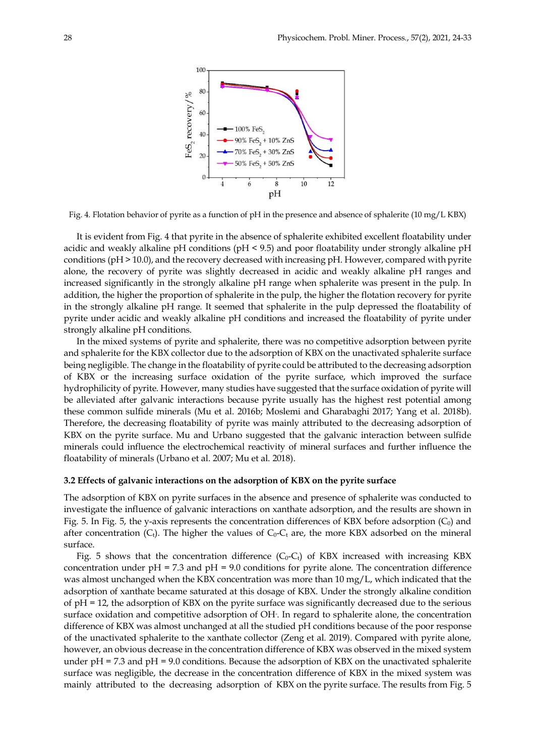Fig. 4. Flotation behavior of pyrite as a function of pH in the presence and absence of sphalerite (10 mg/L KBX)

It is evident from Fig. 4 that pyrite in the absence of sphalerite exhibited excellent floatability under acidic and weakly alkaline pH conditions (pH < 9.5) and poor floatability under strongly alkaline pH conditions (pH > 10.0), and the recovery decreased with increasing pH. However, compared with pyrite alone, the recovery of pyrite was slightly decreased in acidic and weakly alkaline pH ranges and increased significantly in the strongly alkaline pH range when sphalerite was present in the pulp. In addition, the higher the proportion of sphalerite in the pulp, the higher the flotation recovery for pyrite in the strongly alkaline pH range. It seemed that sphalerite in the pulp depressed the floatability of pyrite under acidic and weakly alkaline pH conditions and increased the floatability of pyrite under strongly alkaline pH conditions.

In the mixed systems of pyrite and sphalerite, there was no competitive adsorption between pyrite and sphalerite for the KBX collector due to the adsorption of KBX on the unactivated sphalerite surface being negligible. The change in the floatability of pyrite could be attributed to the decreasing adsorption of KBX or the increasing surface oxidation of the pyrite surface, which improved the surface hydrophilicity of pyrite. However, many studies have suggested that the surface oxidation of pyrite will be alleviated after galvanic interactions because pyrite usually has the highest rest potential among these common sulfide minerals (Mu et al. 2016b; Moslemi and Gharabaghi 2017; Yang et al. 2018b). Therefore, the decreasing floatability of pyrite was mainly attributed to the decreasing adsorption of KBX on the pyrite surface. Mu and Urbano suggested that the galvanic interaction between sulfide minerals could influence the electrochemical reactivity of mineral surfaces and further influence the floatability of minerals (Urbano et al. 2007; Mu et al. 2018).

### 3.2 Effects of galvanic interactions on the adsorption of KBX on the pyrite surface

The adsorption of KBX on pyrite surfaces in the absence and presence of sphalerite was conducted to investigate the influence of galvanic interactions on xanthate adsorption, and the results are shown in Fig. 5. In Fig. 5, the y-axis represents the concentration differences of KBX before adsorption ($C_0$) and after concentration ($C_t$). The higher the values of $C_0$-$C_t$ are, the more KBX adsorbed on the mineral surface.

Fig. 5 shows that the concentration difference ($C_0$-$C_t$) of KBX increased with increasing KBX concentration under pH = 7.3 and pH = 9.0 conditions for pyrite alone. The concentration difference was almost unchanged when the KBX concentration was more than 10 mg/L, which indicated that the adsorption of xanthate became saturated at this dosage of KBX. Under the strongly alkaline condition of pH = 12, the adsorption of KBX on the pyrite surface was significantly decreased due to the serious surface oxidation and competitive adsorption of $OH^-$. In regard to sphalerite alone, the concentration difference of KBX was almost unchanged at all the studied pH conditions because of the poor response of the unactivated sphalerite to the xanthate collector (Zeng et al. 2019). Compared with pyrite alone, however, an obvious decrease in the concentration difference of KBX was observed in the mixed system under pH = 7.3 and pH = 9.0 conditions. Because the adsorption of KBX on the unactivated sphalerite surface was negligible, the decrease in the concentration difference of KBX in the mixed system was mainly attributed to the decreasing adsorption of KBX on the pyrite surface. The results from Fig. 5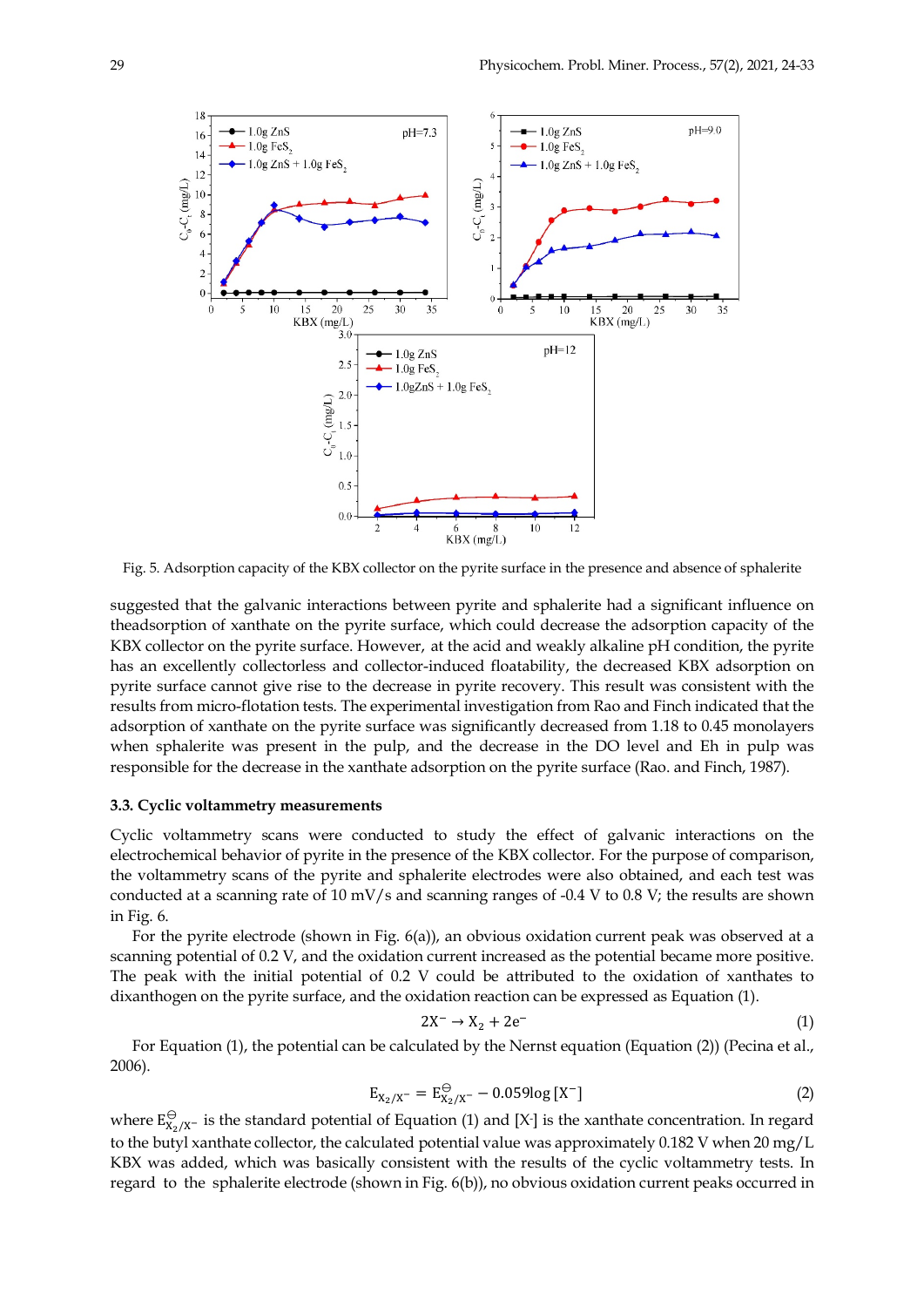Fig. 5. Adsorption capacity of the KBX collector on the pyrite surface in the presence and absence of sphalerite

suggested that the galvanic interactions between pyrite and sphalerite had a significant influence on theadsorption of xanthate on the pyrite surface, which could decrease the adsorption capacity of the KBX collector on the pyrite surface. However, at the acid and weakly alkaline pH condition, the pyrite has an excellently collectorless and collector-induced floatability, the decreased KBX adsorption on pyrite surface cannot give rise to the decrease in pyrite recovery. This result was consistent with the results from micro-flotation tests. The experimental investigation from Rao and Finch indicated that the adsorption of xanthate on the pyrite surface was significantly decreased from 1.18 to 0.45 monolayers when sphalerite was present in the pulp, and the decrease in the DO level and Eh in pulp was responsible for the decrease in the xanthate adsorption on the pyrite surface (Rao. and Finch, 1987).

### 3.3. Cyclic voltammetry measurements

Cyclic voltammetry scans were conducted to study the effect of galvanic interactions on the electrochemical behavior of pyrite in the presence of the KBX collector. For the purpose of comparison, the voltammetry scans of the pyrite and sphalerite electrodes were also obtained, and each test was conducted at a scanning rate of 10 mV/s and scanning ranges of -0.4 V to 0.8 V; the results are shown in Fig. 6.

For the pyrite electrode (shown in Fig. 6(a)), an obvious oxidation current peak was observed at a scanning potential of 0.2 V, and the oxidation current increased as the potential became more positive. The peak with the initial potential of 0.2 V could be attributed to the oxidation of xanthates to dixanthogen on the pyrite surface, and the oxidation reaction can be expressed as Equation (1).

$$2X^- \rightarrow X_2 + 2e^- \tag{1}$$

For Equation (1), the potential can be calculated by the Nernst equation (Equation (2)) (Pecina et al., 2006).

$$E_{X_2/X^-} = E^{\ominus}_{X_2/X^-} - 0.059\log[X^-] \tag{2}$$

where $E^{\ominus}_{X_2/X^-}$ is the standard potential of Equation (1) and $[X^-]$ is the xanthate concentration. In regard to the butyl xanthate collector, the calculated potential value was approximately 0.182 V when 20 mg/L KBX was added, which was basically consistent with the results of the cyclic voltammetry tests. In regard to the sphalerite electrode (shown in Fig. 6(b)), no obvious oxidation current peaks occurred in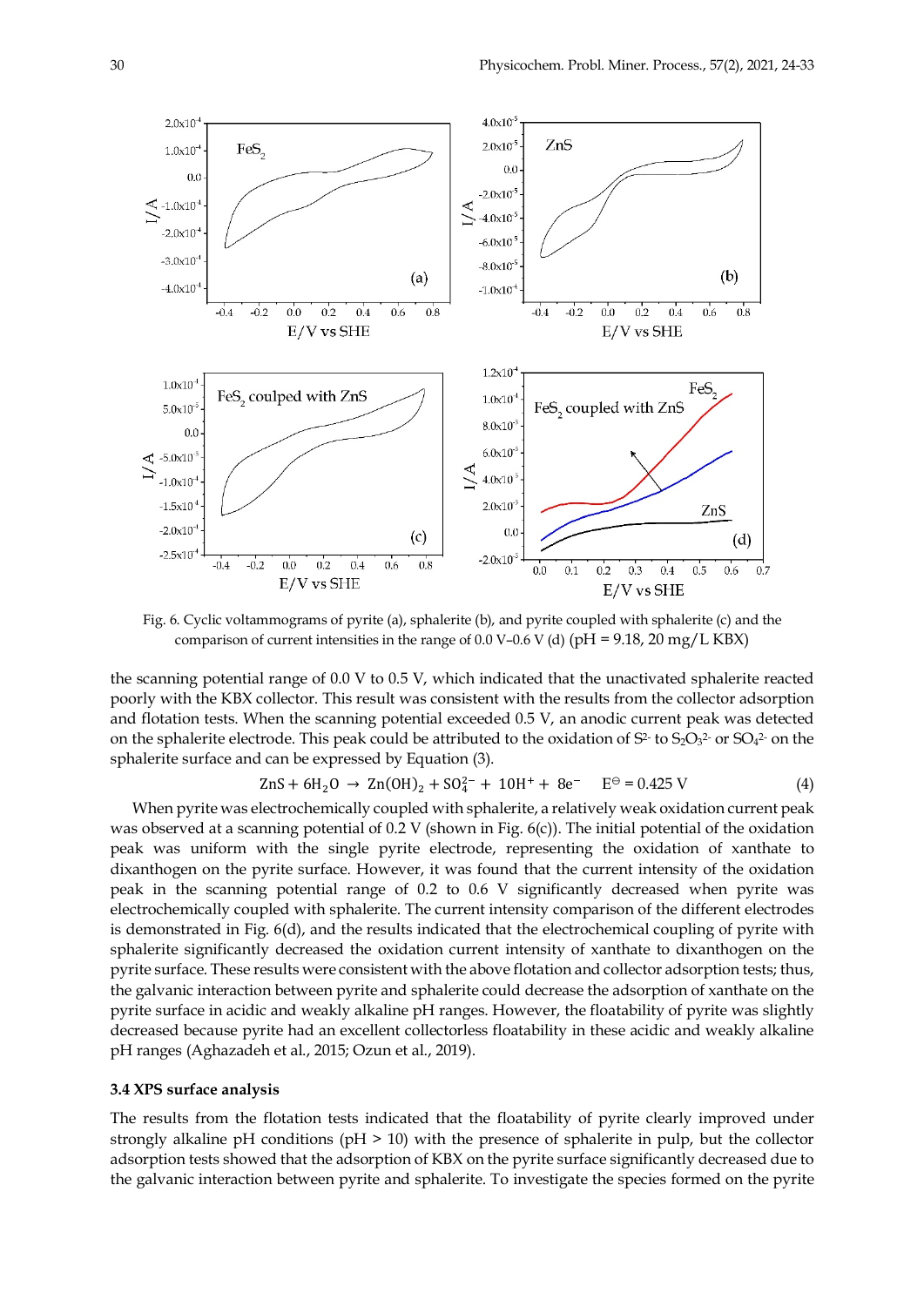Fig. 6. Cyclic voltammograms of pyrite (a), sphalerite (b), and pyrite coupled with sphalerite (c) and the comparison of current intensities in the range of 0.0 V–0.6 V (d) (pH = 9.18, 20 mg/L KBX)

the scanning potential range of 0.0 V to 0.5 V, which indicated that the unactivated sphalerite reacted poorly with the KBX collector. This result was consistent with the results from the collector adsorption and flotation tests. When the scanning potential exceeded 0.5 V, an anodic current peak was detected on the sphalerite electrode. This peak could be attributed to the oxidation of $S^{2-}$ to $S_2O_3^{2-}$ or $SO_4^{2-}$ on the sphalerite surface and can be expressed by Equation (3).

$$ZnS + 6H_2O \rightarrow Zn(OH)_2 + SO_4^{2-} + 10H^+ + 8e^- \quad E^{\ominus} = 0.425\ V \tag{4}$$

When pyrite was electrochemically coupled with sphalerite, a relatively weak oxidation current peak was observed at a scanning potential of 0.2 V (shown in Fig. 6(c)). The initial potential of the oxidation peak was uniform with the single pyrite electrode, representing the oxidation of xanthate to dixanthogen on the pyrite surface. However, it was found that the current intensity of the oxidation peak in the scanning potential range of 0.2 to 0.6 V significantly decreased when pyrite was electrochemically coupled with sphalerite. The current intensity comparison of the different electrodes is demonstrated in Fig. 6(d), and the results indicated that the electrochemical coupling of pyrite with sphalerite significantly decreased the oxidation current intensity of xanthate to dixanthogen on the pyrite surface. These results were consistent with the above flotation and collector adsorption tests; thus, the galvanic interaction between pyrite and sphalerite could decrease the adsorption of xanthate on the pyrite surface in acidic and weakly alkaline pH ranges. However, the floatability of pyrite was slightly decreased because pyrite had an excellent collectorless floatability in these acidic and weakly alkaline pH ranges (Aghazadeh et al., 2015; Ozun et al., 2019).

### 3.4 XPS surface analysis

The results from the flotation tests indicated that the floatability of pyrite clearly improved under strongly alkaline pH conditions (pH > 10) with the presence of sphalerite in pulp, but the collector adsorption tests showed that the adsorption of KBX on the pyrite surface significantly decreased due to the galvanic interaction between pyrite and sphalerite. To investigate the species formed on the pyrite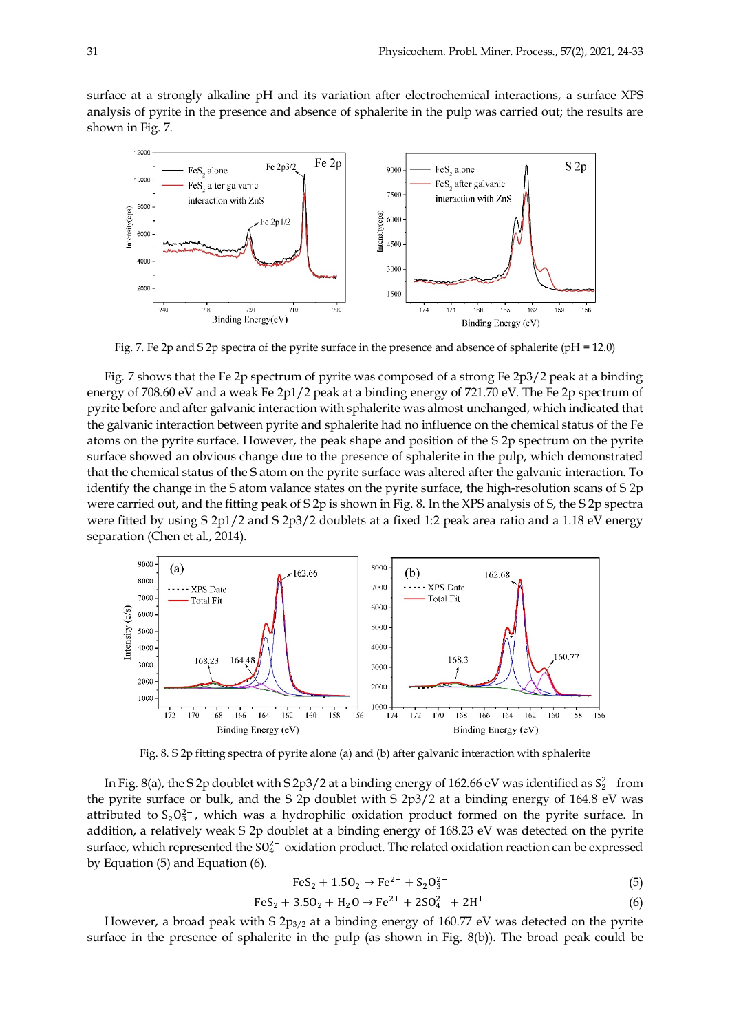surface at a strongly alkaline pH and its variation after electrochemical interactions, a surface XPS analysis of pyrite in the presence and absence of sphalerite in the pulp was carried out; the results are shown in Fig. 7.

Fig. 7. Fe 2p and S 2p spectra of the pyrite surface in the presence and absence of sphalerite (pH = 12.0)

Fig. 7 shows that the Fe 2p spectrum of pyrite was composed of a strong Fe 2p3/2 peak at a binding energy of 708.60 eV and a weak Fe 2p1/2 peak at a binding energy of 721.70 eV. The Fe 2p spectrum of pyrite before and after galvanic interaction with sphalerite was almost unchanged, which indicated that the galvanic interaction between pyrite and sphalerite had no influence on the chemical status of the Fe atoms on the pyrite surface. However, the peak shape and position of the S 2p spectrum on the pyrite surface showed an obvious change due to the presence of sphalerite in the pulp, which demonstrated that the chemical status of the S atom on the pyrite surface was altered after the galvanic interaction. To identify the change in the S atom valance states on the pyrite surface, the high-resolution scans of S 2p were carried out, and the fitting peak of S 2p is shown in Fig. 8. In the XPS analysis of S, the S 2p spectra were fitted by using S 2p1/2 and S 2p3/2 doublets at a fixed 1:2 peak area ratio and a 1.18 eV energy separation (Chen et al., 2014).

Fig. 8. S 2p fitting spectra of pyrite alone (a) and (b) after galvanic interaction with sphalerite

In Fig. 8(a), the S 2p doublet with S 2p3/2 at a binding energy of 162.66 eV was identified as $S_2^{2-}$ from the pyrite surface or bulk, and the S 2p doublet with S 2p3/2 at a binding energy of 164.8 eV was attributed to $S_2O_3^{2-}$, which was a hydrophilic oxidation product formed on the pyrite surface. In addition, a relatively weak S 2p doublet at a binding energy of 168.23 eV was detected on the pyrite surface, which represented the $SO_4^{2-}$ oxidation product. The related oxidation reaction can be expressed by Equation (5) and Equation (6).

$$FeS_2 + 1.5O_2 \rightarrow Fe^{2+} + S_2O_3^{2-} \tag{5}$$

$$FeS_2 + 3.5O_2 + H_2O \rightarrow Fe^{2+} + 2SO_4^{2-} + 2H^+ \tag{6}$$

However, a broad peak with S $2p_{3/2}$ at a binding energy of 160.77 eV was detected on the pyrite surface in the presence of sphalerite in the pulp (as shown in Fig. 8(b)). The broad peak could be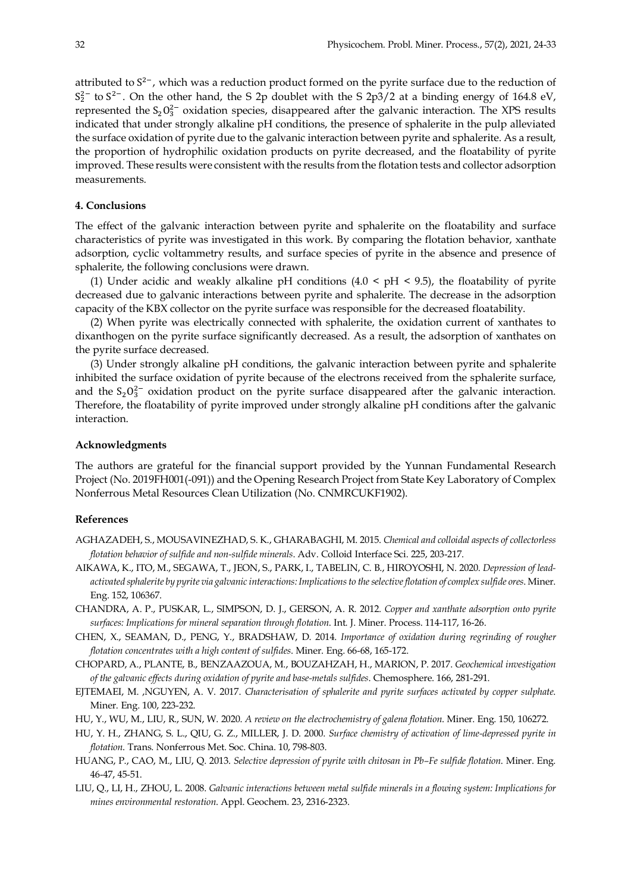attributed to $S^{2-}$, which was a reduction product formed on the pyrite surface due to the reduction of $S_2^{2-}$ to $S^{2-}$. On the other hand, the S 2p doublet with the S 2p3/2 at a binding energy of 164.8 eV, represented the $S_2O_3^{2-}$ oxidation species, disappeared after the galvanic interaction. The XPS results indicated that under strongly alkaline pH conditions, the presence of sphalerite in the pulp alleviated the surface oxidation of pyrite due to the galvanic interaction between pyrite and sphalerite. As a result, the proportion of hydrophilic oxidation products on pyrite decreased, and the floatability of pyrite improved. These results were consistent with the results from the flotation tests and collector adsorption measurements.

## 4. Conclusions

The effect of the galvanic interaction between pyrite and sphalerite on the floatability and surface characteristics of pyrite was investigated in this work. By comparing the flotation behavior, xanthate adsorption, cyclic voltammetry results, and surface species of pyrite in the absence and presence of sphalerite, the following conclusions were drawn.

(1) Under acidic and weakly alkaline pH conditions ($4.0 < pH < 9.5$), the floatability of pyrite decreased due to galvanic interactions between pyrite and sphalerite. The decrease in the adsorption capacity of the KBX collector on the pyrite surface was responsible for the decreased floatability.

(2) When pyrite was electrically connected with sphalerite, the oxidation current of xanthates to dixanthogen on the pyrite surface significantly decreased. As a result, the adsorption of xanthates on the pyrite surface decreased.

(3) Under strongly alkaline pH conditions, the galvanic interaction between pyrite and sphalerite inhibited the surface oxidation of pyrite because of the electrons received from the sphalerite surface, and the $S_2O_3^{2-}$ oxidation product on the pyrite surface disappeared after the galvanic interaction. Therefore, the floatability of pyrite improved under strongly alkaline pH conditions after the galvanic interaction.

## Acknowledgments

The authors are grateful for the financial support provided by the Yunnan Fundamental Research Project (No. 2019FH001(-091)) and the Opening Research Project from State Key Laboratory of Complex Nonferrous Metal Resources Clean Utilization (No. CNMRCUKF1902).

## References

AGHAZADEH, S., MOUSAVINEZHAD, S. K., GHARABAGHI, M. 2015. *Chemical and colloidal aspects of collectorless flotation behavior of sulfide and non-sulfide minerals*. Adv. Colloid Interface Sci. 225, 203-217.

AIKAWA, K., ITO, M., SEGAWA, T., JEON, S., PARK, I., TABELIN, C. B., HIROYOSHI, N. 2020. *Depression of lead-activated sphalerite by pyrite via galvanic interactions: Implications to the selective flotation of complex sulfide ores*. Miner. Eng. 152, 106367.

CHANDRA, A. P., PUSKAR, L., SIMPSON, D. J., GERSON, A. R. 2012. *Copper and xanthate adsorption onto pyrite surfaces: Implications for mineral separation through flotation*. Int. J. Miner. Process. 114-117, 16-26.

CHEN, X., SEAMAN, D., PENG, Y., BRADSHAW, D. 2014. *Importance of oxidation during regrinding of rougher flotation concentrates with a high content of sulfides*. Miner. Eng. 66-68, 165-172.

CHOPARD, A., PLANTE, B., BENZAAZOUA, M., BOUZAHZAH, H., MARION, P. 2017. *Geochemical investigation of the galvanic effects during oxidation of pyrite and base-metals sulfides*. Chemosphere. 166, 281-291.

EJTEMAEI, M. ,NGUYEN, A. V. 2017. *Characterisation of sphalerite and pyrite surfaces activated by copper sulphate*. Miner. Eng. 100, 223-232.

HU, Y., WU, M., LIU, R., SUN, W. 2020. *A review on the electrochemistry of galena flotation*. Miner. Eng. 150, 106272.

HU, Y. H., ZHANG, S. L., QIU, G. Z., MILLER, J. D. 2000. *Surface chemistry of activation of lime-depressed pyrite in flotation*. Trans. Nonferrous Met. Soc. China. 10, 798-803.

HUANG, P., CAO, M., LIU, Q. 2013. *Selective depression of pyrite with chitosan in Pb–Fe sulfide flotation*. Miner. Eng. 46-47, 45-51.

LIU, Q., LI, H., ZHOU, L. 2008. *Galvanic interactions between metal sulfide minerals in a flowing system: Implications for mines environmental restoration*. Appl. Geochem. 23, 2316-2323.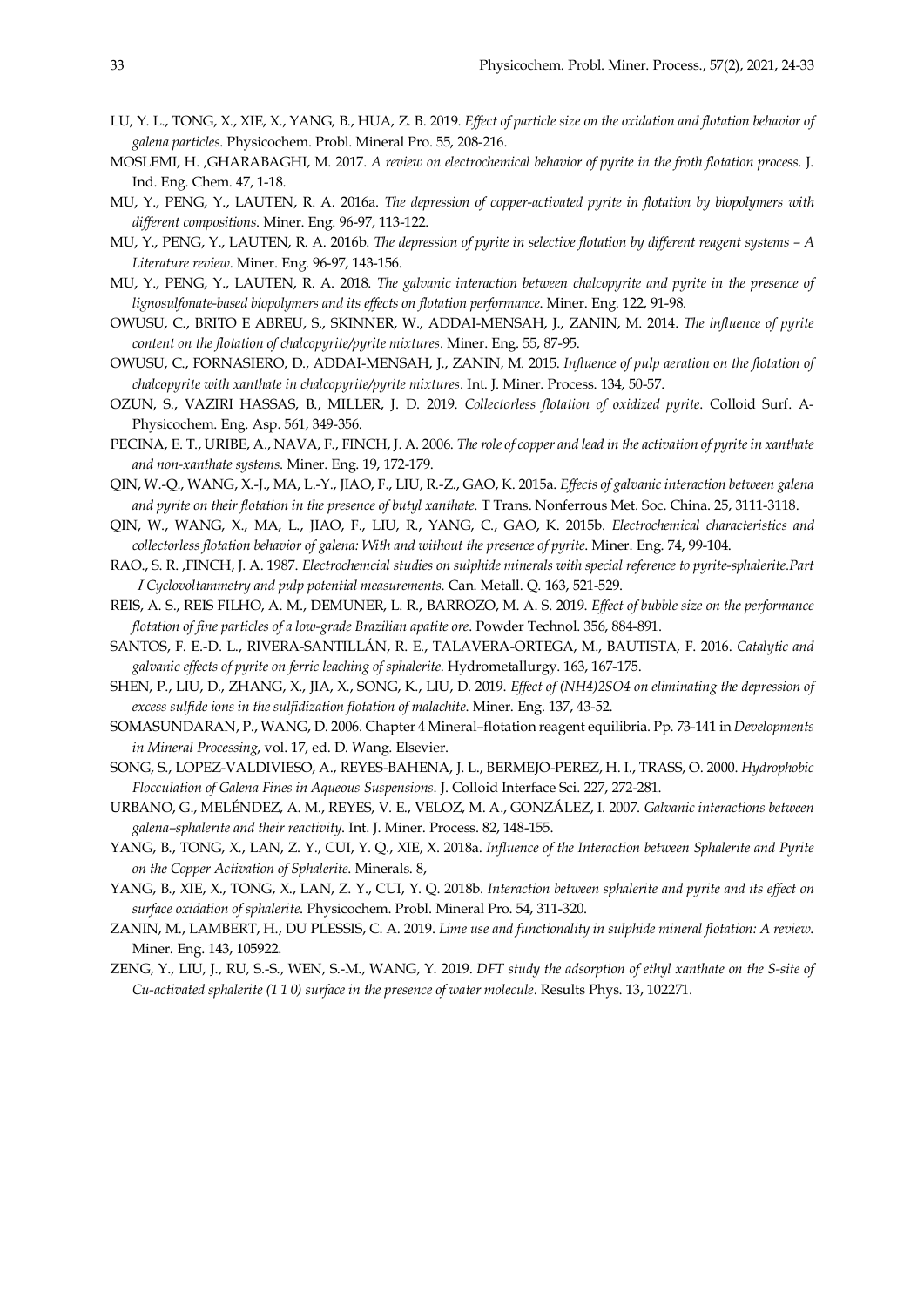LU, Y. L., TONG, X., XIE, X., YANG, B., HUA, Z. B. 2019. *Effect of particle size on the oxidation and flotation behavior of galena particles*. Physicochem. Probl. Mineral Pro. 55, 208-216.

MOSLEMI, H. ,GHARABAGHI, M. 2017. *A review on electrochemical behavior of pyrite in the froth flotation process.* J. Ind. Eng. Chem. 47, 1-18.

MU, Y., PENG, Y., LAUTEN, R. A. 2016a. *The depression of copper-activated pyrite in flotation by biopolymers with different compositions*. Miner. Eng. 96-97, 113-122.

MU, Y., PENG, Y., LAUTEN, R. A. 2016b. *The depression of pyrite in selective flotation by different reagent systems – A Literature review*. Miner. Eng. 96-97, 143-156.

MU, Y., PENG, Y., LAUTEN, R. A. 2018. *The galvanic interaction between chalcopyrite and pyrite in the presence of lignosulfonate-based biopolymers and its effects on flotation performance*. Miner. Eng. 122, 91-98.

OWUSU, C., BRITO E ABREU, S., SKINNER, W., ADDAI-MENSAH, J., ZANIN, M. 2014. *The influence of pyrite content on the flotation of chalcopyrite/pyrite mixtures*. Miner. Eng. 55, 87-95.

OWUSU, C., FORNASIERO, D., ADDAI-MENSAH, J., ZANIN, M. 2015. *Influence of pulp aeration on the flotation of chalcopyrite with xanthate in chalcopyrite/pyrite mixtures*. Int. J. Miner. Process. 134, 50-57.

OZUN, S., VAZIRI HASSAS, B., MILLER, J. D. 2019. *Collectorless flotation of oxidized pyrite*. Colloid Surf. A-Physicochem. Eng. Asp. 561, 349-356.

PECINA, E. T., URIBE, A., NAVA, F., FINCH, J. A. 2006. *The role of copper and lead in the activation of pyrite in xanthate and non-xanthate systems*. Miner. Eng. 19, 172-179.

QIN, W.-Q., WANG, X.-J., MA, L.-Y., JIAO, F., LIU, R.-Z., GAO, K. 2015a. *Effects of galvanic interaction between galena and pyrite on their flotation in the presence of butyl xanthate.* T Trans. Nonferrous Met. Soc. China. 25, 3111-3118.

QIN, W., WANG, X., MA, L., JIAO, F., LIU, R., YANG, C., GAO, K. 2015b. *Electrochemical characteristics and collectorless flotation behavior of galena: With and without the presence of pyrite.* Miner. Eng. 74, 99-104.

RAO., S. R. ,FINCH, J. A. 1987. *Electrochemcial studies on sulphide minerals with special reference to pyrite-sphalerite.Part I Cyclovoltammetry and pulp potential measurements.* Can. Metall. Q. 163, 521-529.

REIS, A. S., REIS FILHO, A. M., DEMUNER, L. R., BARROZO, M. A. S. 2019. *Effect of bubble size on the performance flotation of fine particles of a low-grade Brazilian apatite ore*. Powder Technol. 356, 884-891.

SANTOS, F. E.-D. L., RIVERA-SANTILLÁN, R. E., TALAVERA-ORTEGA, M., BAUTISTA, F. 2016. *Catalytic and galvanic effects of pyrite on ferric leaching of sphalerite*. Hydrometallurgy. 163, 167-175.

SHEN, P., LIU, D., ZHANG, X., JIA, X., SONG, K., LIU, D. 2019. *Effect of (NH4)2SO4 on eliminating the depression of excess sulfide ions in the sulfidization flotation of malachite*. Miner. Eng. 137, 43-52.

SOMASUNDARAN, P., WANG, D. 2006. Chapter 4 Mineral–flotation reagent equilibria. Pp. 73-141 in *Developments in Mineral Processing*, vol. 17, ed. D. Wang. Elsevier.

SONG, S., LOPEZ-VALDIVIESO, A., REYES-BAHENA, J. L., BERMEJO-PEREZ, H. I., TRASS, O. 2000. *Hydrophobic Flocculation of Galena Fines in Aqueous Suspensions*. J. Colloid Interface Sci. 227, 272-281.

URBANO, G., MELÉNDEZ, A. M., REYES, V. E., VELOZ, M. A., GONZÁLEZ, I. 2007. *Galvanic interactions between galena–sphalerite and their reactivity*. Int. J. Miner. Process. 82, 148-155.

YANG, B., TONG, X., LAN, Z. Y., CUI, Y. Q., XIE, X. 2018a. *Influence of the Interaction between Sphalerite and Pyrite on the Copper Activation of Sphalerite*. Minerals. 8,

YANG, B., XIE, X., TONG, X., LAN, Z. Y., CUI, Y. Q. 2018b. *Interaction between sphalerite and pyrite and its effect on surface oxidation of sphalerite*. Physicochem. Probl. Mineral Pro. 54, 311-320.

ZANIN, M., LAMBERT, H., DU PLESSIS, C. A. 2019. *Lime use and functionality in sulphide mineral flotation: A review.* Miner. Eng. 143, 105922.

ZENG, Y., LIU, J., RU, S.-S., WEN, S.-M., WANG, Y. 2019. *DFT study the adsorption of ethyl xanthate on the S-site of Cu-activated sphalerite (1 1 0) surface in the presence of water molecule*. Results Phys. 13, 102271.